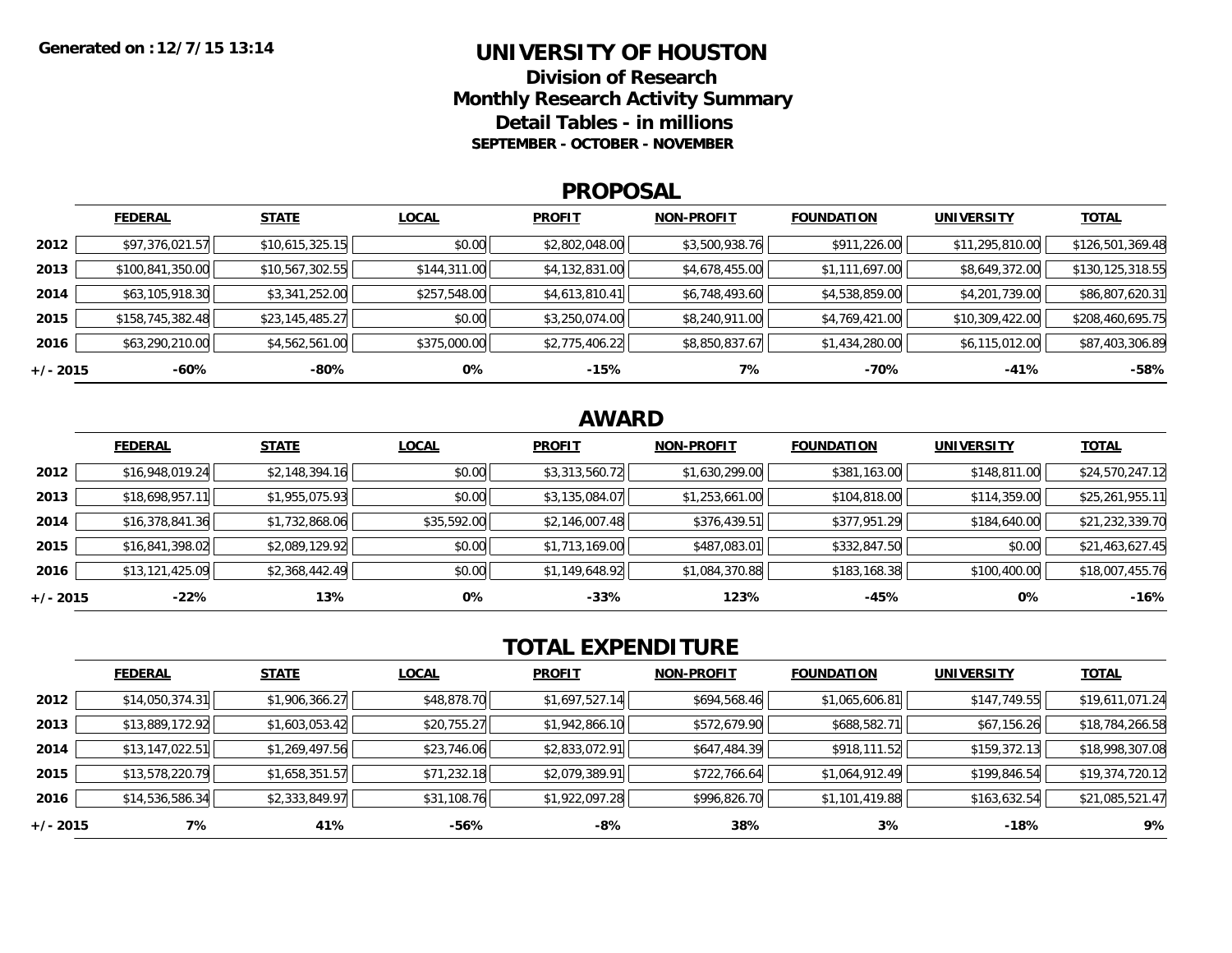**Generated on :12/7/15 13:14**

# UNIVERSITY OF HOUSTON

## Division of Research
## Monthly Research Activity Summary
## Detail Tables - in millions

**SEPTEMBER - OCTOBER - NOVEMBER**

## PROPOSAL

| | FEDERAL | STATE | LOCAL | PROFIT | NON-PROFIT | FOUNDATION | UNIVERSITY | TOTAL |
|---|---|---|---|---|---|---|---|---|
| 2012 | $97,376,021.57 | $10,615,325.15 | $0.00 | $2,802,048.00 | $3,500,938.76 | $911,226.00 | $11,295,810.00 | $126,501,369.48 |
| 2013 | $100,841,350.00 | $10,567,302.55 | $144,311.00 | $4,132,831.00 | $4,678,455.00 | $1,111,697.00 | $8,649,372.00 | $130,125,318.55 |
| 2014 | $63,105,918.30 | $3,341,252.00 | $257,548.00 | $4,613,810.41 | $6,748,493.60 | $4,538,859.00 | $4,201,739.00 | $86,807,620.31 |
| 2015 | $158,745,382.48 | $23,145,485.27 | $0.00 | $3,250,074.00 | $8,240,911.00 | $4,769,421.00 | $10,309,422.00 | $208,460,695.75 |
| 2016 | $63,290,210.00 | $4,562,561.00 | $375,000.00 | $2,775,406.22 | $8,850,837.67 | $1,434,280.00 | $6,115,012.00 | $87,403,306.89 |
| +/- 2015 | -60% | -80% | 0% | -15% | 7% | -70% | -41% | -58% |

## AWARD

| | FEDERAL | STATE | LOCAL | PROFIT | NON-PROFIT | FOUNDATION | UNIVERSITY | TOTAL |
|---|---|---|---|---|---|---|---|---|
| 2012 | $16,948,019.24 | $2,148,394.16 | $0.00 | $3,313,560.72 | $1,630,299.00 | $381,163.00 | $148,811.00 | $24,570,247.12 |
| 2013 | $18,698,957.11 | $1,955,075.93 | $0.00 | $3,135,084.07 | $1,253,661.00 | $104,818.00 | $114,359.00 | $25,261,955.11 |
| 2014 | $16,378,841.36 | $1,732,868.06 | $35,592.00 | $2,146,007.48 | $376,439.51 | $377,951.29 | $184,640.00 | $21,232,339.70 |
| 2015 | $16,841,398.02 | $2,089,129.92 | $0.00 | $1,713,169.00 | $487,083.01 | $332,847.50 | $0.00 | $21,463,627.45 |
| 2016 | $13,121,425.09 | $2,368,442.49 | $0.00 | $1,149,648.92 | $1,084,370.88 | $183,168.38 | $100,400.00 | $18,007,455.76 |
| +/- 2015 | -22% | 13% | 0% | -33% | 123% | -45% | 0% | -16% |

## TOTAL EXPENDITURE

| | FEDERAL | STATE | LOCAL | PROFIT | NON-PROFIT | FOUNDATION | UNIVERSITY | TOTAL |
|---|---|---|---|---|---|---|---|---|
| 2012 | $14,050,374.31 | $1,906,366.27 | $48,878.70 | $1,697,527.14 | $694,568.46 | $1,065,606.81 | $147,749.55 | $19,611,071.24 |
| 2013 | $13,889,172.92 | $1,603,053.42 | $20,755.27 | $1,942,866.10 | $572,679.90 | $688,582.71 | $67,156.26 | $18,784,266.58 |
| 2014 | $13,147,022.51 | $1,269,497.56 | $23,746.06 | $2,833,072.91 | $647,484.39 | $918,111.52 | $159,372.13 | $18,998,307.08 |
| 2015 | $13,578,220.79 | $1,658,351.57 | $71,232.18 | $2,079,389.91 | $722,766.64 | $1,064,912.49 | $199,846.54 | $19,374,720.12 |
| 2016 | $14,536,586.34 | $2,333,849.97 | $31,108.76 | $1,922,097.28 | $996,826.70 | $1,101,419.88 | $163,632.54 | $21,085,521.47 |
| +/- 2015 | 7% | 41% | -56% | -8% | 38% | 3% | -18% | 9% |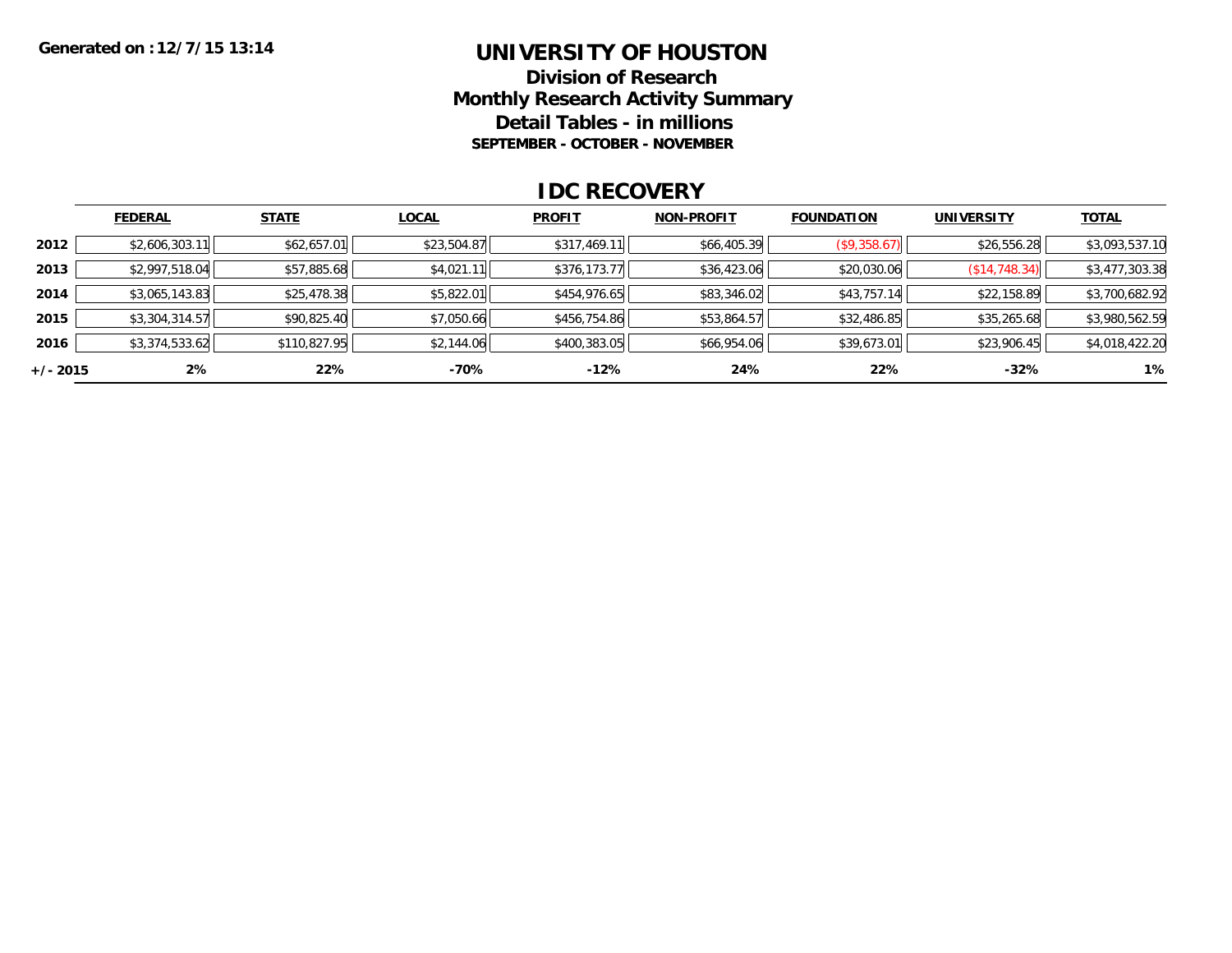Generated on :12/7/15 13:14

# UNIVERSITY OF HOUSTON

## Division of Research

## Monthly Research Activity Summary

## Detail Tables - in millions

### SEPTEMBER - OCTOBER - NOVEMBER

## IDC RECOVERY

| | FEDERAL | STATE | LOCAL | PROFIT | NON-PROFIT | FOUNDATION | UNIVERSITY | TOTAL |
|---|---|---|---|---|---|---|---|---|
| 2012 | $2,606,303.11 | $62,657.01 | $23,504.87 | $317,469.11 | $66,405.39 | ($9,358.67) | $26,556.28 | $3,093,537.10 |
| 2013 | $2,997,518.04 | $57,885.68 | $4,021.11 | $376,173.77 | $36,423.06 | $20,030.06 | ($14,748.34) | $3,477,303.38 |
| 2014 | $3,065,143.83 | $25,478.38 | $5,822.01 | $454,976.65 | $83,346.02 | $43,757.14 | $22,158.89 | $3,700,682.92 |
| 2015 | $3,304,314.57 | $90,825.40 | $7,050.66 | $456,754.86 | $53,864.57 | $32,486.85 | $35,265.68 | $3,980,562.59 |
| 2016 | $3,374,533.62 | $110,827.95 | $2,144.06 | $400,383.05 | $66,954.06 | $39,673.01 | $23,906.45 | $4,018,422.20 |
| +/- 2015 | 2% | 22% | -70% | -12% | 24% | 22% | -32% | 1% |